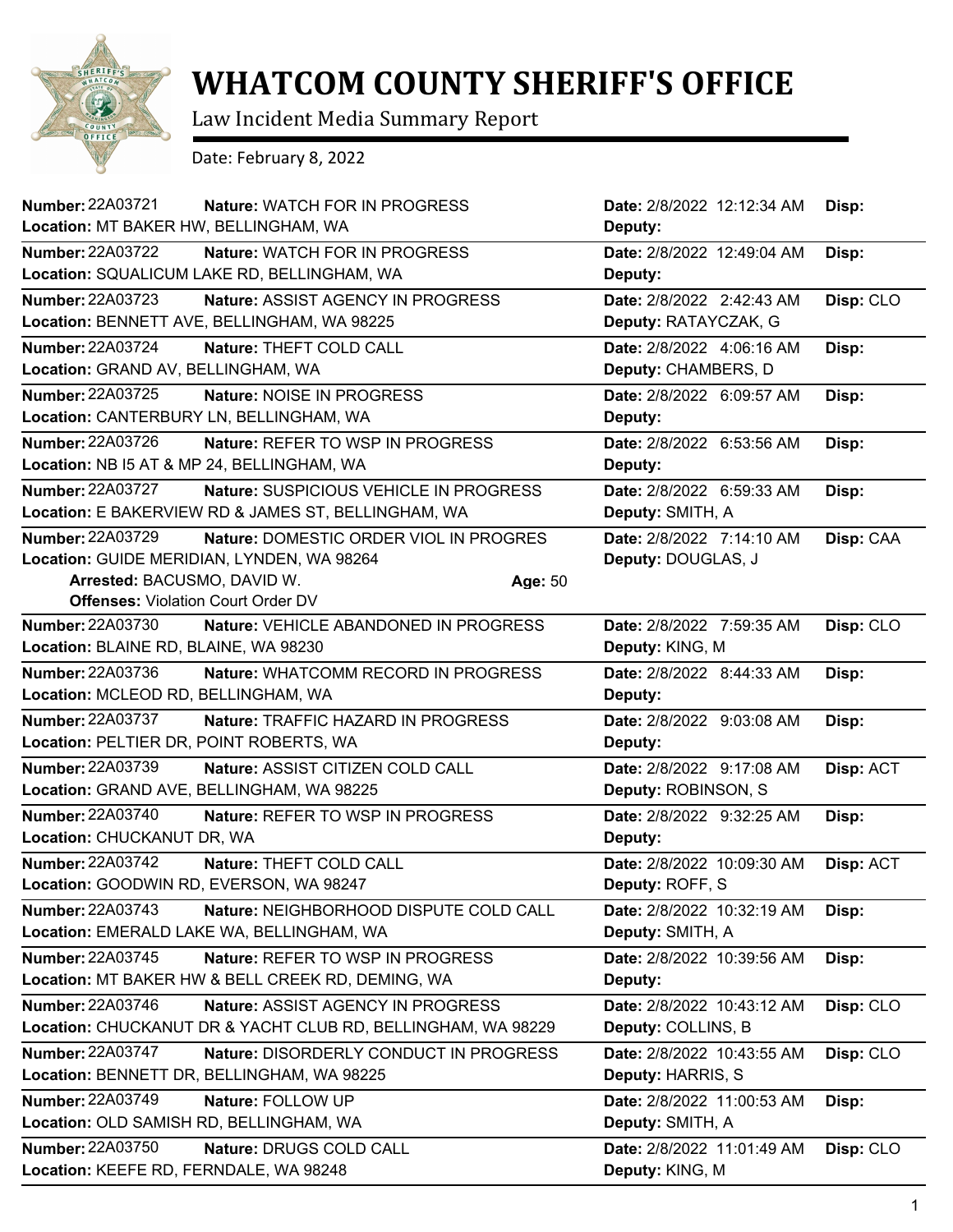# WHATCOM COUNTY SHERIFF'S OFFICE

Law Incident Media Summary Report

Date: February 8, 2022

**Number:** 22A03721 **Nature:** WATCH FOR IN PROGRESS **Date:** 2/8/2022 12:12:34 AM **Disp:**
**Location:** MT BAKER HW, BELLINGHAM, WA **Deputy:**

---

**Number:** 22A03722 **Nature:** WATCH FOR IN PROGRESS **Date:** 2/8/2022 12:49:04 AM **Disp:**
**Location:** SQUALICUM LAKE RD, BELLINGHAM, WA **Deputy:**

---

**Number:** 22A03723 **Nature:** ASSIST AGENCY IN PROGRESS **Date:** 2/8/2022 2:42:43 AM **Disp:** CLO
**Location:** BENNETT AVE, BELLINGHAM, WA 98225 **Deputy:** RATAYCZAK, G

---

**Number:** 22A03724 **Nature:** THEFT COLD CALL **Date:** 2/8/2022 4:06:16 AM **Disp:**
**Location:** GRAND AV, BELLINGHAM, WA **Deputy:** CHAMBERS, D

---

**Number:** 22A03725 **Nature:** NOISE IN PROGRESS **Date:** 2/8/2022 6:09:57 AM **Disp:**
**Location:** CANTERBURY LN, BELLINGHAM, WA **Deputy:**

---

**Number:** 22A03726 **Nature:** REFER TO WSP IN PROGRESS **Date:** 2/8/2022 6:53:56 AM **Disp:**
**Location:** NB I5 AT & MP 24, BELLINGHAM, WA **Deputy:**

---

**Number:** 22A03727 **Nature:** SUSPICIOUS VEHICLE IN PROGRESS **Date:** 2/8/2022 6:59:33 AM **Disp:**
**Location:** E BAKERVIEW RD & JAMES ST, BELLINGHAM, WA **Deputy:** SMITH, A

---

**Number:** 22A03729 **Nature:** DOMESTIC ORDER VIOL IN PROGRES **Date:** 2/8/2022 7:14:10 AM **Disp:** CAA
**Location:** GUIDE MERIDIAN, LYNDEN, WA 98264 **Deputy:** DOUGLAS, J
**Arrested:** BACUSMO, DAVID W. **Age:** 50
**Offenses:** Violation Court Order DV

---

**Number:** 22A03730 **Nature:** VEHICLE ABANDONED IN PROGRESS **Date:** 2/8/2022 7:59:35 AM **Disp:** CLO
**Location:** BLAINE RD, BLAINE, WA 98230 **Deputy:** KING, M

---

**Number:** 22A03736 **Nature:** WHATCOMM RECORD IN PROGRESS **Date:** 2/8/2022 8:44:33 AM **Disp:**
**Location:** MCLEOD RD, BELLINGHAM, WA **Deputy:**

---

**Number:** 22A03737 **Nature:** TRAFFIC HAZARD IN PROGRESS **Date:** 2/8/2022 9:03:08 AM **Disp:**
**Location:** PELTIER DR, POINT ROBERTS, WA **Deputy:**

---

**Number:** 22A03739 **Nature:** ASSIST CITIZEN COLD CALL **Date:** 2/8/2022 9:17:08 AM **Disp:** ACT
**Location:** GRAND AVE, BELLINGHAM, WA 98225 **Deputy:** ROBINSON, S

---

**Number:** 22A03740 **Nature:** REFER TO WSP IN PROGRESS **Date:** 2/8/2022 9:32:25 AM **Disp:**
**Location:** CHUCKANUT DR, WA **Deputy:**

---

**Number:** 22A03742 **Nature:** THEFT COLD CALL **Date:** 2/8/2022 10:09:30 AM **Disp:** ACT
**Location:** GOODWIN RD, EVERSON, WA 98247 **Deputy:** ROFF, S

---

**Number:** 22A03743 **Nature:** NEIGHBORHOOD DISPUTE COLD CALL **Date:** 2/8/2022 10:32:19 AM **Disp:**
**Location:** EMERALD LAKE WA, BELLINGHAM, WA **Deputy:** SMITH, A

---

**Number:** 22A03745 **Nature:** REFER TO WSP IN PROGRESS **Date:** 2/8/2022 10:39:56 AM **Disp:**
**Location:** MT BAKER HW & BELL CREEK RD, DEMING, WA **Deputy:**

---

**Number:** 22A03746 **Nature:** ASSIST AGENCY IN PROGRESS **Date:** 2/8/2022 10:43:12 AM **Disp:** CLO
**Location:** CHUCKANUT DR & YACHT CLUB RD, BELLINGHAM, WA 98229 **Deputy:** COLLINS, B

---

**Number:** 22A03747 **Nature:** DISORDERLY CONDUCT IN PROGRESS **Date:** 2/8/2022 10:43:55 AM **Disp:** CLO
**Location:** BENNETT DR, BELLINGHAM, WA 98225 **Deputy:** HARRIS, S

---

**Number:** 22A03749 **Nature:** FOLLOW UP **Date:** 2/8/2022 11:00:53 AM **Disp:**
**Location:** OLD SAMISH RD, BELLINGHAM, WA **Deputy:** SMITH, A

---

**Number:** 22A03750 **Nature:** DRUGS COLD CALL **Date:** 2/8/2022 11:01:49 AM **Disp:** CLO
**Location:** KEEFE RD, FERNDALE, WA 98248 **Deputy:** KING, M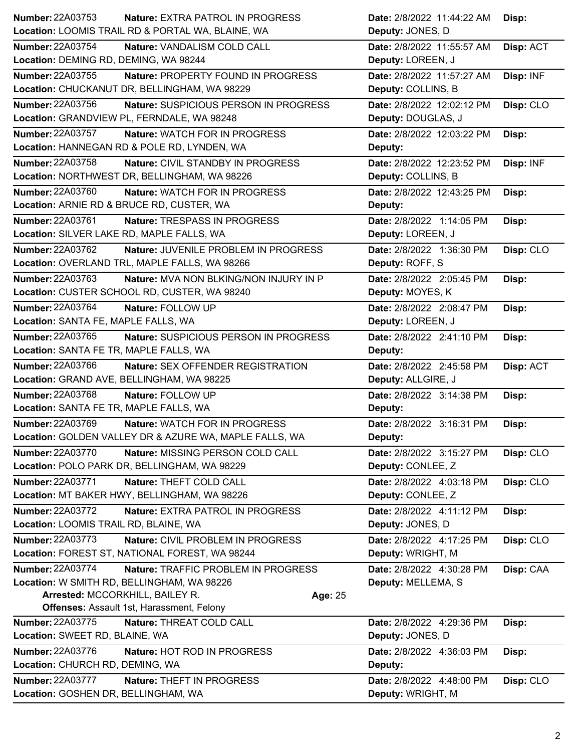**Number:** 22A03753 **Nature:** EXTRA PATROL IN PROGRESS **Date:** 2/8/2022 11:44:22 AM **Disp:**
**Location:** LOOMIS TRAIL RD & PORTAL WA, BLAINE, WA **Deputy:** JONES, D

---

**Number:** 22A03754 **Nature:** VANDALISM COLD CALL **Date:** 2/8/2022 11:55:57 AM **Disp:** ACT
**Location:** DEMING RD, DEMING, WA 98244 **Deputy:** LOREEN, J

---

**Number:** 22A03755 **Nature:** PROPERTY FOUND IN PROGRESS **Date:** 2/8/2022 11:57:27 AM **Disp:** INF
**Location:** CHUCKANUT DR, BELLINGHAM, WA 98229 **Deputy:** COLLINS, B

---

**Number:** 22A03756 **Nature:** SUSPICIOUS PERSON IN PROGRESS **Date:** 2/8/2022 12:02:12 PM **Disp:** CLO
**Location:** GRANDVIEW PL, FERNDALE, WA 98248 **Deputy:** DOUGLAS, J

---

**Number:** 22A03757 **Nature:** WATCH FOR IN PROGRESS **Date:** 2/8/2022 12:03:22 PM **Disp:**
**Location:** HANNEGAN RD & POLE RD, LYNDEN, WA **Deputy:**

---

**Number:** 22A03758 **Nature:** CIVIL STANDBY IN PROGRESS **Date:** 2/8/2022 12:23:52 PM **Disp:** INF
**Location:** NORTHWEST DR, BELLINGHAM, WA 98226 **Deputy:** COLLINS, B

---

**Number:** 22A03760 **Nature:** WATCH FOR IN PROGRESS **Date:** 2/8/2022 12:43:25 PM **Disp:**
**Location:** ARNIE RD & BRUCE RD, CUSTER, WA **Deputy:**

---

**Number:** 22A03761 **Nature:** TRESPASS IN PROGRESS **Date:** 2/8/2022 1:14:05 PM **Disp:**
**Location:** SILVER LAKE RD, MAPLE FALLS, WA **Deputy:** LOREEN, J

---

**Number:** 22A03762 **Nature:** JUVENILE PROBLEM IN PROGRESS **Date:** 2/8/2022 1:36:30 PM **Disp:** CLO
**Location:** OVERLAND TRL, MAPLE FALLS, WA 98266 **Deputy:** ROFF, S

---

**Number:** 22A03763 **Nature:** MVA NON BLKING/NON INJURY IN P **Date:** 2/8/2022 2:05:45 PM **Disp:**
**Location:** CUSTER SCHOOL RD, CUSTER, WA 98240 **Deputy:** MOYES, K

---

**Number:** 22A03764 **Nature:** FOLLOW UP **Date:** 2/8/2022 2:08:47 PM **Disp:**
**Location:** SANTA FE, MAPLE FALLS, WA **Deputy:** LOREEN, J

---

**Number:** 22A03765 **Nature:** SUSPICIOUS PERSON IN PROGRESS **Date:** 2/8/2022 2:41:10 PM **Disp:**
**Location:** SANTA FE TR, MAPLE FALLS, WA **Deputy:**

---

**Number:** 22A03766 **Nature:** SEX OFFENDER REGISTRATION **Date:** 2/8/2022 2:45:58 PM **Disp:** ACT
**Location:** GRAND AVE, BELLINGHAM, WA 98225 **Deputy:** ALLGIRE, J

---

**Number:** 22A03768 **Nature:** FOLLOW UP **Date:** 2/8/2022 3:14:38 PM **Disp:**
**Location:** SANTA FE TR, MAPLE FALLS, WA **Deputy:**

---

**Number:** 22A03769 **Nature:** WATCH FOR IN PROGRESS **Date:** 2/8/2022 3:16:31 PM **Disp:**
**Location:** GOLDEN VALLEY DR & AZURE WA, MAPLE FALLS, WA **Deputy:**

---

**Number:** 22A03770 **Nature:** MISSING PERSON COLD CALL **Date:** 2/8/2022 3:15:27 PM **Disp:** CLO
**Location:** POLO PARK DR, BELLINGHAM, WA 98229 **Deputy:** CONLEE, Z

---

**Number:** 22A03771 **Nature:** THEFT COLD CALL **Date:** 2/8/2022 4:03:18 PM **Disp:** CLO
**Location:** MT BAKER HWY, BELLINGHAM, WA 98226 **Deputy:** CONLEE, Z

---

**Number:** 22A03772 **Nature:** EXTRA PATROL IN PROGRESS **Date:** 2/8/2022 4:11:12 PM **Disp:**
**Location:** LOOMIS TRAIL RD, BLAINE, WA **Deputy:** JONES, D

---

**Number:** 22A03773 **Nature:** CIVIL PROBLEM IN PROGRESS **Date:** 2/8/2022 4:17:25 PM **Disp:** CLO
**Location:** FOREST ST, NATIONAL FOREST, WA 98244 **Deputy:** WRIGHT, M

---

**Number:** 22A03774 **Nature:** TRAFFIC PROBLEM IN PROGRESS **Date:** 2/8/2022 4:30:28 PM **Disp:** CAA
**Location:** W SMITH RD, BELLINGHAM, WA 98226 **Deputy:** MELLEMA, S
**Arrested:** MCCORKHILL, BAILEY R. **Age:** 25
**Offenses:** Assault 1st, Harassment, Felony

---

**Number:** 22A03775 **Nature:** THREAT COLD CALL **Date:** 2/8/2022 4:29:36 PM **Disp:**
**Location:** SWEET RD, BLAINE, WA **Deputy:** JONES, D

---

**Number:** 22A03776 **Nature:** HOT ROD IN PROGRESS **Date:** 2/8/2022 4:36:03 PM **Disp:**
**Location:** CHURCH RD, DEMING, WA **Deputy:**

---

**Number:** 22A03777 **Nature:** THEFT IN PROGRESS **Date:** 2/8/2022 4:48:00 PM **Disp:** CLO
**Location:** GOSHEN DR, BELLINGHAM, WA **Deputy:** WRIGHT, M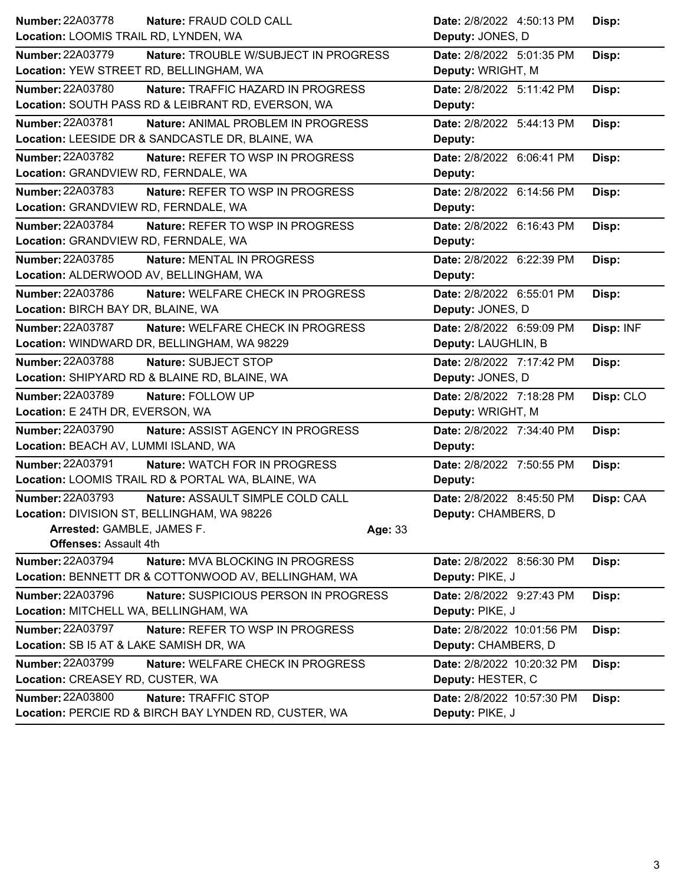**Number:** 22A03778 **Nature:** FRAUD COLD CALL **Date:** 2/8/2022 4:50:13 PM **Disp:**
**Location:** LOOMIS TRAIL RD, LYNDEN, WA **Deputy:** JONES, D

---

**Number:** 22A03779 **Nature:** TROUBLE W/SUBJECT IN PROGRESS **Date:** 2/8/2022 5:01:35 PM **Disp:**
**Location:** YEW STREET RD, BELLINGHAM, WA **Deputy:** WRIGHT, M

---

**Number:** 22A03780 **Nature:** TRAFFIC HAZARD IN PROGRESS **Date:** 2/8/2022 5:11:42 PM **Disp:**
**Location:** SOUTH PASS RD & LEIBRANT RD, EVERSON, WA **Deputy:**

---

**Number:** 22A03781 **Nature:** ANIMAL PROBLEM IN PROGRESS **Date:** 2/8/2022 5:44:13 PM **Disp:**
**Location:** LEESIDE DR & SANDCASTLE DR, BLAINE, WA **Deputy:**

---

**Number:** 22A03782 **Nature:** REFER TO WSP IN PROGRESS **Date:** 2/8/2022 6:06:41 PM **Disp:**
**Location:** GRANDVIEW RD, FERNDALE, WA **Deputy:**

---

**Number:** 22A03783 **Nature:** REFER TO WSP IN PROGRESS **Date:** 2/8/2022 6:14:56 PM **Disp:**
**Location:** GRANDVIEW RD, FERNDALE, WA **Deputy:**

---

**Number:** 22A03784 **Nature:** REFER TO WSP IN PROGRESS **Date:** 2/8/2022 6:16:43 PM **Disp:**
**Location:** GRANDVIEW RD, FERNDALE, WA **Deputy:**

---

**Number:** 22A03785 **Nature:** MENTAL IN PROGRESS **Date:** 2/8/2022 6:22:39 PM **Disp:**
**Location:** ALDERWOOD AV, BELLINGHAM, WA **Deputy:**

---

**Number:** 22A03786 **Nature:** WELFARE CHECK IN PROGRESS **Date:** 2/8/2022 6:55:01 PM **Disp:**
**Location:** BIRCH BAY DR, BLAINE, WA **Deputy:** JONES, D

---

**Number:** 22A03787 **Nature:** WELFARE CHECK IN PROGRESS **Date:** 2/8/2022 6:59:09 PM **Disp:** INF
**Location:** WINDWARD DR, BELLINGHAM, WA 98229 **Deputy:** LAUGHLIN, B

---

**Number:** 22A03788 **Nature:** SUBJECT STOP **Date:** 2/8/2022 7:17:42 PM **Disp:**
**Location:** SHIPYARD RD & BLAINE RD, BLAINE, WA **Deputy:** JONES, D

---

**Number:** 22A03789 **Nature:** FOLLOW UP **Date:** 2/8/2022 7:18:28 PM **Disp:** CLO
**Location:** E 24TH DR, EVERSON, WA **Deputy:** WRIGHT, M

---

**Number:** 22A03790 **Nature:** ASSIST AGENCY IN PROGRESS **Date:** 2/8/2022 7:34:40 PM **Disp:**
**Location:** BEACH AV, LUMMI ISLAND, WA **Deputy:**

---

**Number:** 22A03791 **Nature:** WATCH FOR IN PROGRESS **Date:** 2/8/2022 7:50:55 PM **Disp:**
**Location:** LOOMIS TRAIL RD & PORTAL WA, BLAINE, WA **Deputy:**

---

**Number:** 22A03793 **Nature:** ASSAULT SIMPLE COLD CALL **Date:** 2/8/2022 8:45:50 PM **Disp:** CAA
**Location:** DIVISION ST, BELLINGHAM, WA 98226 **Deputy:** CHAMBERS, D
**Arrested:** GAMBLE, JAMES F. **Age:** 33
**Offenses:** Assault 4th

---

**Number:** 22A03794 **Nature:** MVA BLOCKING IN PROGRESS **Date:** 2/8/2022 8:56:30 PM **Disp:**
**Location:** BENNETT DR & COTTONWOOD AV, BELLINGHAM, WA **Deputy:** PIKE, J

---

**Number:** 22A03796 **Nature:** SUSPICIOUS PERSON IN PROGRESS **Date:** 2/8/2022 9:27:43 PM **Disp:**
**Location:** MITCHELL WA, BELLINGHAM, WA **Deputy:** PIKE, J

---

**Number:** 22A03797 **Nature:** REFER TO WSP IN PROGRESS **Date:** 2/8/2022 10:01:56 PM **Disp:**
**Location:** SB I5 AT & LAKE SAMISH DR, WA **Deputy:** CHAMBERS, D

---

**Number:** 22A03799 **Nature:** WELFARE CHECK IN PROGRESS **Date:** 2/8/2022 10:20:32 PM **Disp:**
**Location:** CREASEY RD, CUSTER, WA **Deputy:** HESTER, C

---

**Number:** 22A03800 **Nature:** TRAFFIC STOP **Date:** 2/8/2022 10:57:30 PM **Disp:**
**Location:** PERCIE RD & BIRCH BAY LYNDEN RD, CUSTER, WA **Deputy:** PIKE, J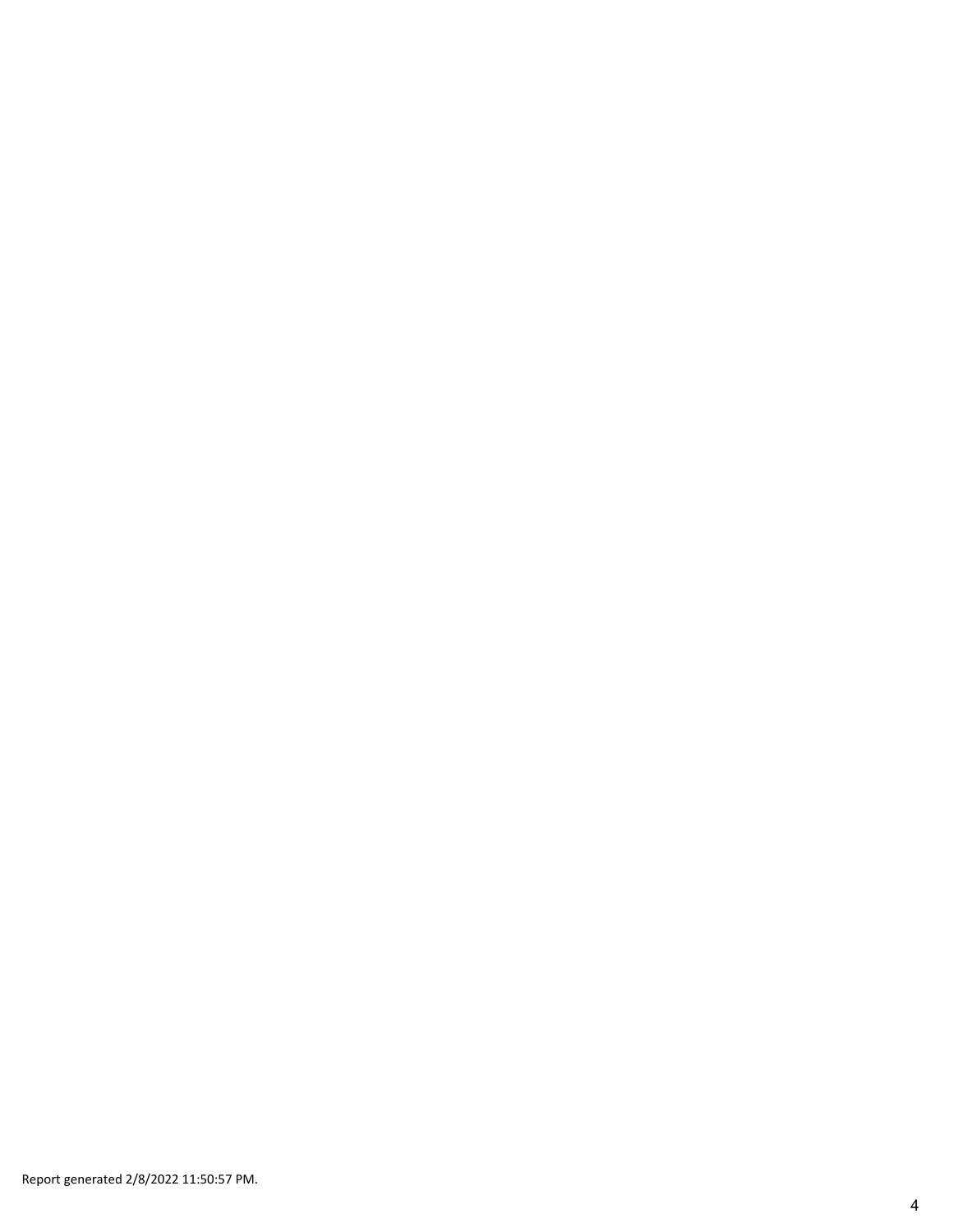Report generated 2/8/2022 11:50:57 PM.